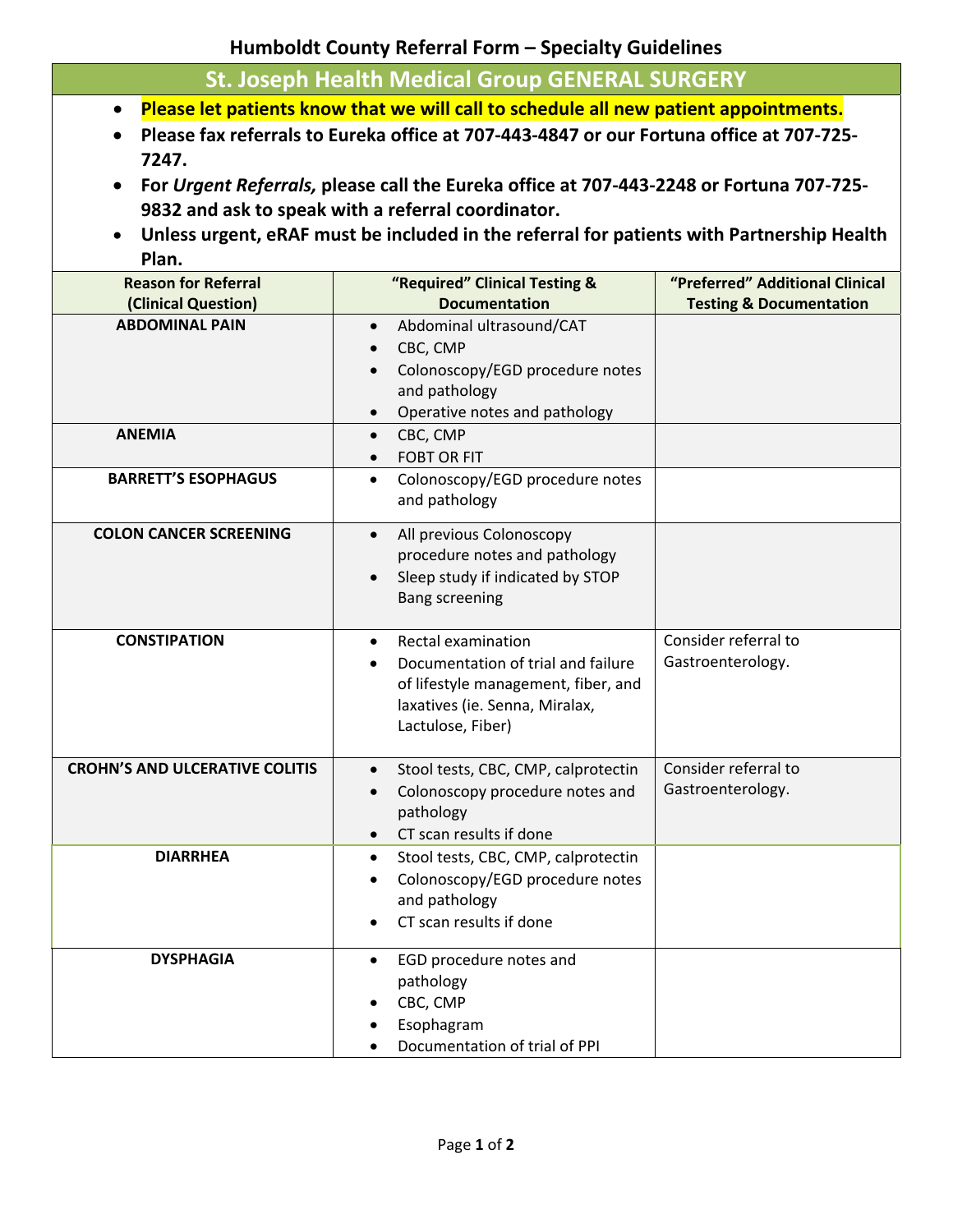# Humboldt County Referral Form – Specialty Guidelines

## St. Joseph Health Medical Group GENERAL SURGERY

- **Please let patients know that we will call to schedule all new patient appointments.**
- **Please fax referrals to Eureka office at 707-443-4847 or our Fortuna office at 707-725-7247.**
- **For *Urgent Referrals,* please call the Eureka office at 707-443-2248 or Fortuna 707-725-9832 and ask to speak with a referral coordinator.**
- **Unless urgent, eRAF must be included in the referral for patients with Partnership Health Plan.**

| Reason for Referral (Clinical Question) | "Required" Clinical Testing & Documentation | "Preferred" Additional Clinical Testing & Documentation |
|---|---|---|
| **ABDOMINAL PAIN** | • Abdominal ultrasound/CAT<br>• CBC, CMP<br>• Colonoscopy/EGD procedure notes and pathology<br>• Operative notes and pathology | |
| **ANEMIA** | • CBC, CMP<br>• FOBT OR FIT | |
| **BARRETT'S ESOPHAGUS** | • Colonoscopy/EGD procedure notes and pathology | |
| **COLON CANCER SCREENING** | • All previous Colonoscopy procedure notes and pathology<br>• Sleep study if indicated by STOP Bang screening | |
| **CONSTIPATION** | • Rectal examination<br>• Documentation of trial and failure of lifestyle management, fiber, and laxatives (ie. Senna, Miralax, Lactulose, Fiber) | Consider referral to Gastroenterology. |
| **CROHN'S AND ULCERATIVE COLITIS** | • Stool tests, CBC, CMP, calprotectin<br>• Colonoscopy procedure notes and pathology<br>• CT scan results if done | Consider referral to Gastroenterology. |
| **DIARRHEA** | • Stool tests, CBC, CMP, calprotectin<br>• Colonoscopy/EGD procedure notes and pathology<br>• CT scan results if done | |
| **DYSPHAGIA** | • EGD procedure notes and pathology<br>• CBC, CMP<br>• Esophagram<br>• Documentation of trial of PPI | |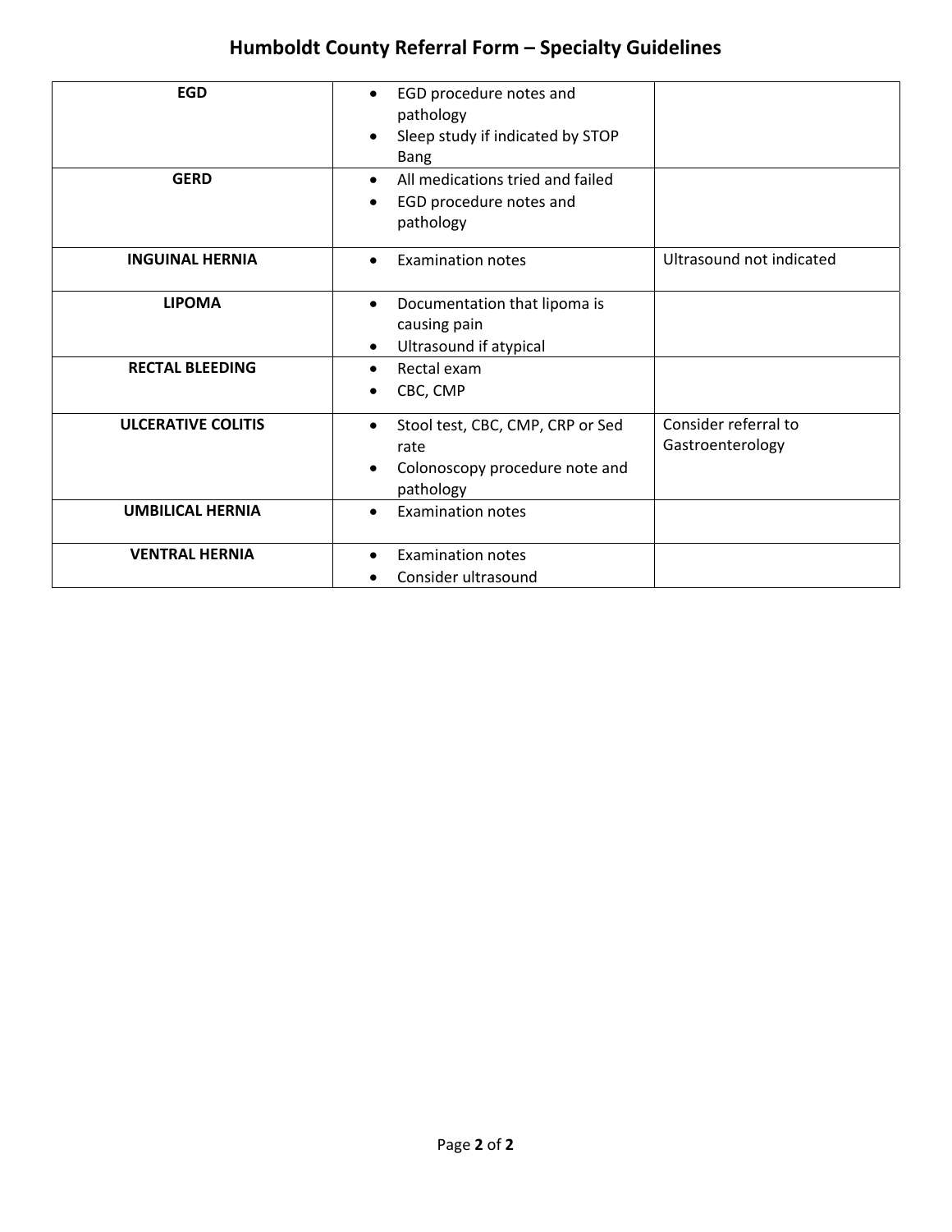# Humboldt County Referral Form – Specialty Guidelines

| | | |
|---|---|---|
| **EGD** | • EGD procedure notes and pathology<br>• Sleep study if indicated by STOP Bang | |
| **GERD** | • All medications tried and failed<br>• EGD procedure notes and pathology | |
| **INGUINAL HERNIA** | • Examination notes | Ultrasound not indicated |
| **LIPOMA** | • Documentation that lipoma is causing pain<br>• Ultrasound if atypical | |
| **RECTAL BLEEDING** | • Rectal exam<br>• CBC, CMP | |
| **ULCERATIVE COLITIS** | • Stool test, CBC, CMP, CRP or Sed rate<br>• Colonoscopy procedure note and pathology | Consider referral to Gastroenterology |
| **UMBILICAL HERNIA** | • Examination notes | |
| **VENTRAL HERNIA** | • Examination notes<br>• Consider ultrasound | |